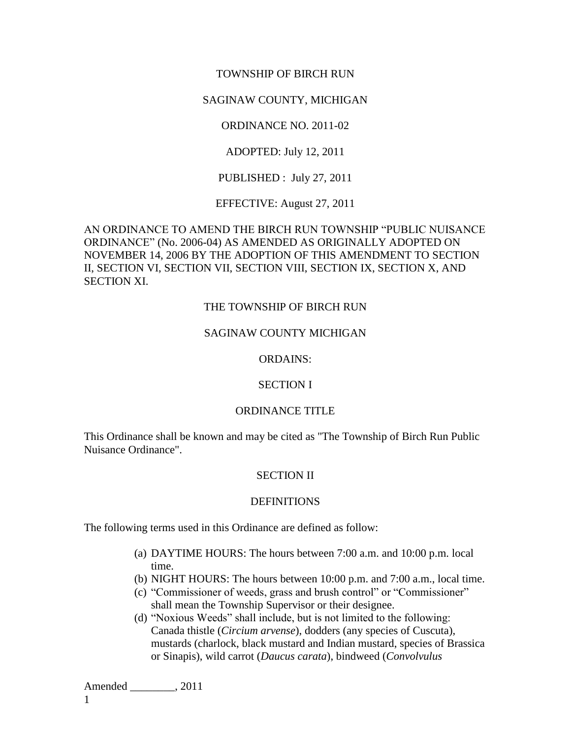TOWNSHIP OF BIRCH RUN

SAGINAW COUNTY, MICHIGAN

ORDINANCE NO. 2011-02

ADOPTED: July 12, 2011

PUBLISHED : July 27, 2011

EFFECTIVE: August 27, 2011

AN ORDINANCE TO AMEND THE BIRCH RUN TOWNSHIP "PUBLIC NUISANCE ORDINANCE" (No. 2006-04) AS AMENDED AS ORIGINALLY ADOPTED ON NOVEMBER 14, 2006 BY THE ADOPTION OF THIS AMENDMENT TO SECTION II, SECTION VI, SECTION VII, SECTION VIII, SECTION IX, SECTION X, AND SECTION XI.

THE TOWNSHIP OF BIRCH RUN

SAGINAW COUNTY MICHIGAN

ORDAINS:

## SECTION I

## ORDINANCE TITLE

This Ordinance shall be known and may be cited as "The Township of Birch Run Public Nuisance Ordinance".

## SECTION II

## DEFINITIONS

The following terms used in this Ordinance are defined as follow:

(a) DAYTIME HOURS: The hours between 7:00 a.m. and 10:00 p.m. local time.
(b) NIGHT HOURS: The hours between 10:00 p.m. and 7:00 a.m., local time.
(c) "Commissioner of weeds, grass and brush control" or "Commissioner" shall mean the Township Supervisor or their designee.
(d) "Noxious Weeds" shall include, but is not limited to the following: Canada thistle (*Circium arvense*), dodders (any species of Cuscuta), mustards (charlock, black mustard and Indian mustard, species of Brassica or Sinapis), wild carrot (*Daucus carata*), bindweed (*Convolvulus*

Amended ________, 2011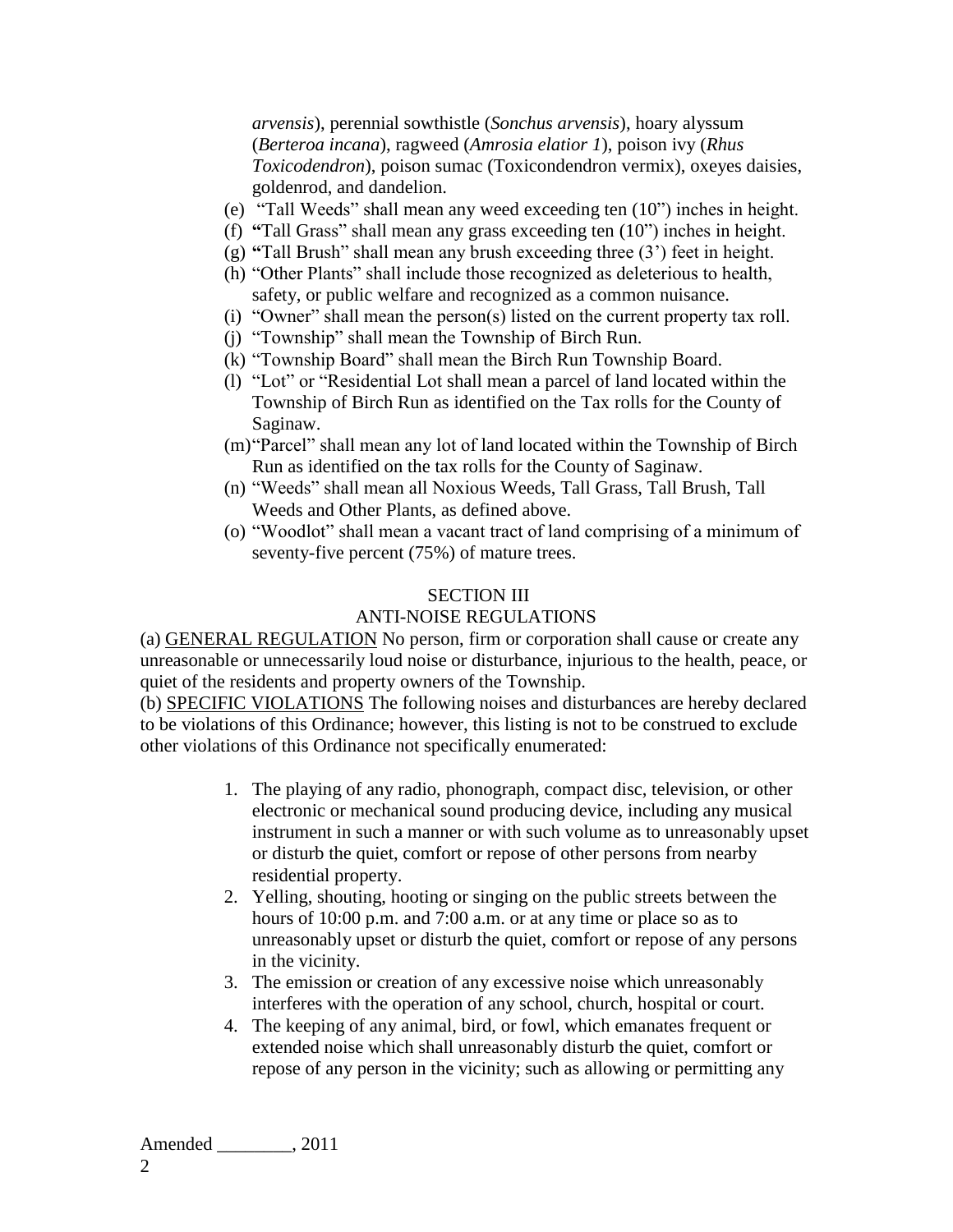*arvensis*), perennial sowthistle (*Sonchus arvensis*), hoary alyssum (*Berteroa incana*), ragweed (*Amrosia elatior 1*), poison ivy (*Rhus Toxicodendron*), poison sumac (Toxicondendron vermix), oxeyes daisies, goldenrod, and dandelion.

(e) "Tall Weeds" shall mean any weed exceeding ten (10") inches in height.

(f) **"**Tall Grass" shall mean any grass exceeding ten (10") inches in height.

(g) **"**Tall Brush" shall mean any brush exceeding three (3') feet in height.

(h) "Other Plants" shall include those recognized as deleterious to health, safety, or public welfare and recognized as a common nuisance.

(i) "Owner" shall mean the person(s) listed on the current property tax roll.

(j) "Township" shall mean the Township of Birch Run.

(k) "Township Board" shall mean the Birch Run Township Board.

(l) "Lot" or "Residential Lot shall mean a parcel of land located within the Township of Birch Run as identified on the Tax rolls for the County of Saginaw.

(m) "Parcel" shall mean any lot of land located within the Township of Birch Run as identified on the tax rolls for the County of Saginaw.

(n) "Weeds" shall mean all Noxious Weeds, Tall Grass, Tall Brush, Tall Weeds and Other Plants, as defined above.

(o) "Woodlot" shall mean a vacant tract of land comprising of a minimum of seventy-five percent (75%) of mature trees.

## SECTION III
## ANTI-NOISE REGULATIONS

(a) GENERAL REGULATION No person, firm or corporation shall cause or create any unreasonable or unnecessarily loud noise or disturbance, injurious to the health, peace, or quiet of the residents and property owners of the Township.

(b) SPECIFIC VIOLATIONS The following noises and disturbances are hereby declared to be violations of this Ordinance; however, this listing is not to be construed to exclude other violations of this Ordinance not specifically enumerated:

1. The playing of any radio, phonograph, compact disc, television, or other electronic or mechanical sound producing device, including any musical instrument in such a manner or with such volume as to unreasonably upset or disturb the quiet, comfort or repose of other persons from nearby residential property.
2. Yelling, shouting, hooting or singing on the public streets between the hours of 10:00 p.m. and 7:00 a.m. or at any time or place so as to unreasonably upset or disturb the quiet, comfort or repose of any persons in the vicinity.
3. The emission or creation of any excessive noise which unreasonably interferes with the operation of any school, church, hospital or court.
4. The keeping of any animal, bird, or fowl, which emanates frequent or extended noise which shall unreasonably disturb the quiet, comfort or repose of any person in the vicinity; such as allowing or permitting any

Amended ________, 2011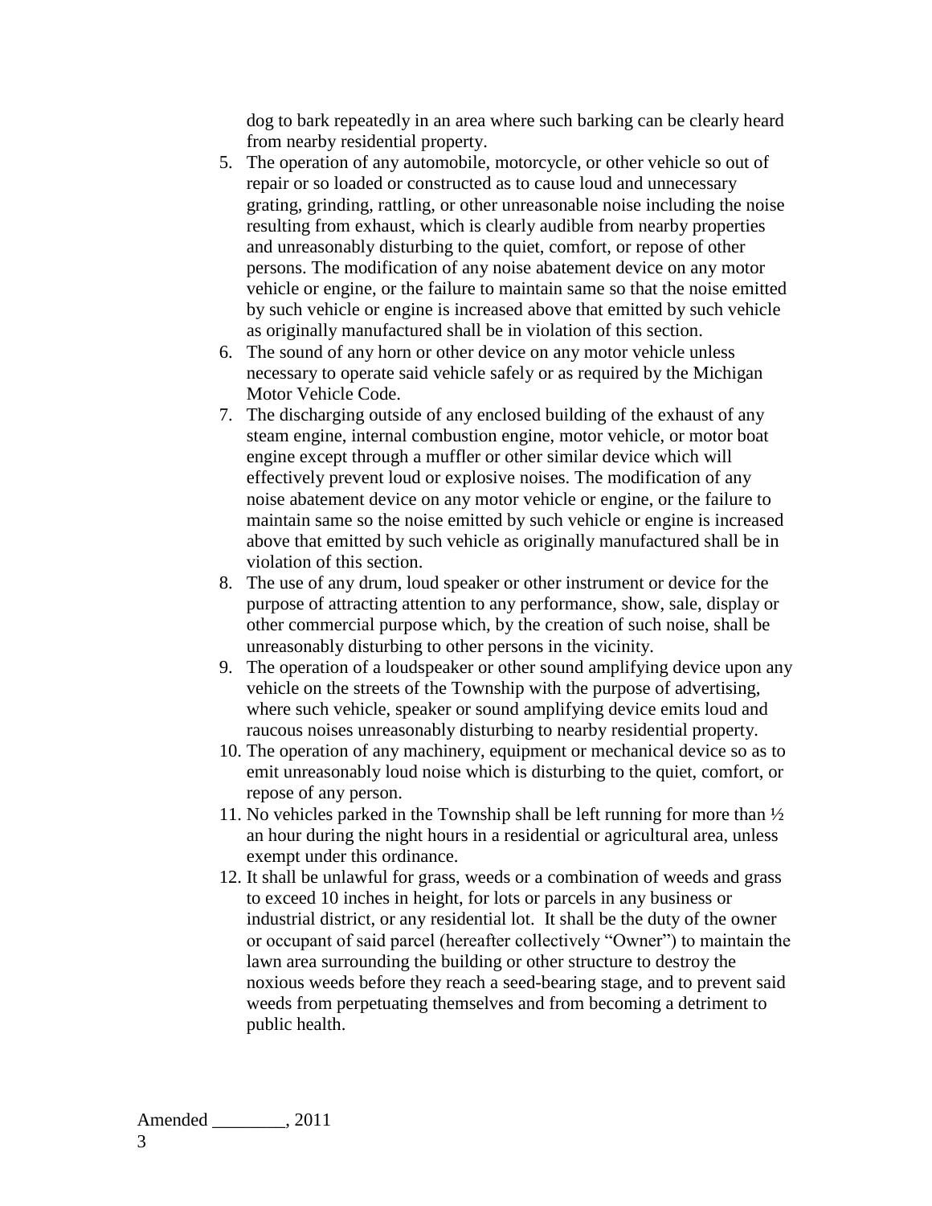dog to bark repeatedly in an area where such barking can be clearly heard from nearby residential property.

5. The operation of any automobile, motorcycle, or other vehicle so out of repair or so loaded or constructed as to cause loud and unnecessary grating, grinding, rattling, or other unreasonable noise including the noise resulting from exhaust, which is clearly audible from nearby properties and unreasonably disturbing to the quiet, comfort, or repose of other persons. The modification of any noise abatement device on any motor vehicle or engine, or the failure to maintain same so that the noise emitted by such vehicle or engine is increased above that emitted by such vehicle as originally manufactured shall be in violation of this section.
6. The sound of any horn or other device on any motor vehicle unless necessary to operate said vehicle safely or as required by the Michigan Motor Vehicle Code.
7. The discharging outside of any enclosed building of the exhaust of any steam engine, internal combustion engine, motor vehicle, or motor boat engine except through a muffler or other similar device which will effectively prevent loud or explosive noises. The modification of any noise abatement device on any motor vehicle or engine, or the failure to maintain same so the noise emitted by such vehicle or engine is increased above that emitted by such vehicle as originally manufactured shall be in violation of this section.
8. The use of any drum, loud speaker or other instrument or device for the purpose of attracting attention to any performance, show, sale, display or other commercial purpose which, by the creation of such noise, shall be unreasonably disturbing to other persons in the vicinity.
9. The operation of a loudspeaker or other sound amplifying device upon any vehicle on the streets of the Township with the purpose of advertising, where such vehicle, speaker or sound amplifying device emits loud and raucous noises unreasonably disturbing to nearby residential property.
10. The operation of any machinery, equipment or mechanical device so as to emit unreasonably loud noise which is disturbing to the quiet, comfort, or repose of any person.
11. No vehicles parked in the Township shall be left running for more than ½ an hour during the night hours in a residential or agricultural area, unless exempt under this ordinance.
12. It shall be unlawful for grass, weeds or a combination of weeds and grass to exceed 10 inches in height, for lots or parcels in any business or industrial district, or any residential lot. It shall be the duty of the owner or occupant of said parcel (hereafter collectively "Owner") to maintain the lawn area surrounding the building or other structure to destroy the noxious weeds before they reach a seed-bearing stage, and to prevent said weeds from perpetuating themselves and from becoming a detriment to public health.

Amended ________, 2011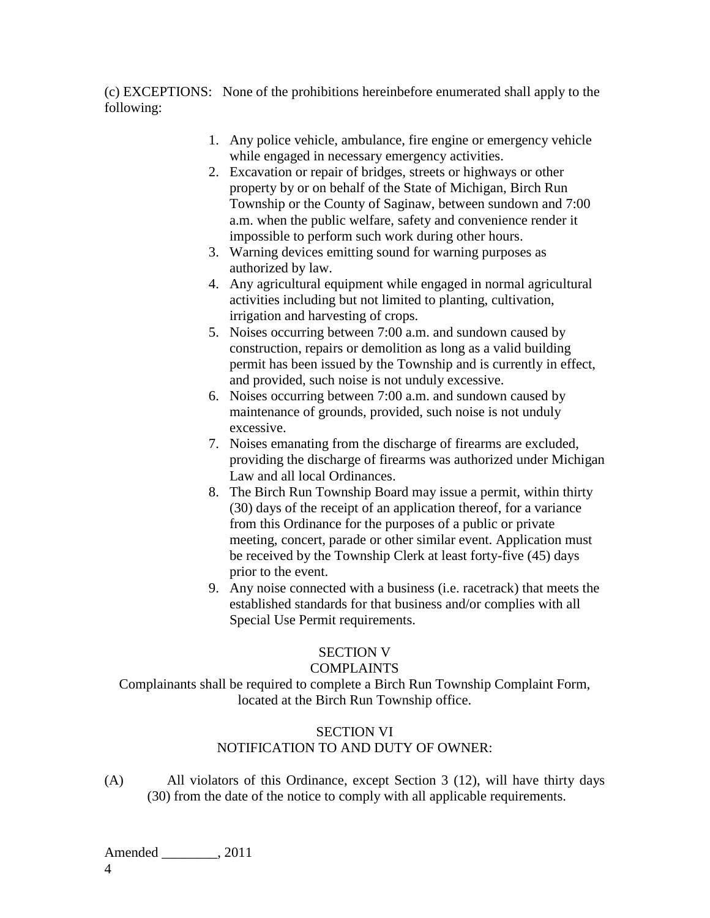(c) EXCEPTIONS: None of the prohibitions hereinbefore enumerated shall apply to the following:

1. Any police vehicle, ambulance, fire engine or emergency vehicle while engaged in necessary emergency activities.
2. Excavation or repair of bridges, streets or highways or other property by or on behalf of the State of Michigan, Birch Run Township or the County of Saginaw, between sundown and 7:00 a.m. when the public welfare, safety and convenience render it impossible to perform such work during other hours.
3. Warning devices emitting sound for warning purposes as authorized by law.
4. Any agricultural equipment while engaged in normal agricultural activities including but not limited to planting, cultivation, irrigation and harvesting of crops.
5. Noises occurring between 7:00 a.m. and sundown caused by construction, repairs or demolition as long as a valid building permit has been issued by the Township and is currently in effect, and provided, such noise is not unduly excessive.
6. Noises occurring between 7:00 a.m. and sundown caused by maintenance of grounds, provided, such noise is not unduly excessive.
7. Noises emanating from the discharge of firearms are excluded, providing the discharge of firearms was authorized under Michigan Law and all local Ordinances.
8. The Birch Run Township Board may issue a permit, within thirty (30) days of the receipt of an application thereof, for a variance from this Ordinance for the purposes of a public or private meeting, concert, parade or other similar event. Application must be received by the Township Clerk at least forty-five (45) days prior to the event.
9. Any noise connected with a business (i.e. racetrack) that meets the established standards for that business and/or complies with all Special Use Permit requirements.

## SECTION V
## COMPLAINTS

Complainants shall be required to complete a Birch Run Township Complaint Form, located at the Birch Run Township office.

## SECTION VI
## NOTIFICATION TO AND DUTY OF OWNER:

(A) All violators of this Ordinance, except Section 3 (12), will have thirty days (30) from the date of the notice to comply with all applicable requirements.

Amended ________, 2011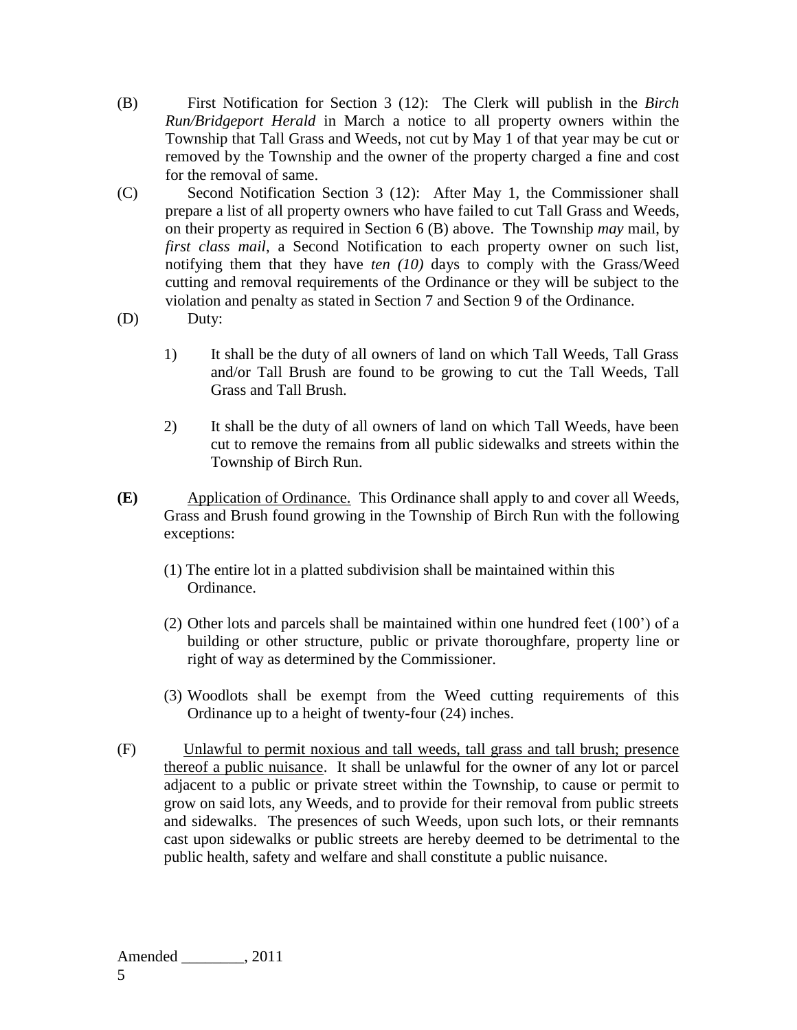(B) First Notification for Section 3 (12): The Clerk will publish in the *Birch Run/Bridgeport Herald* in March a notice to all property owners within the Township that Tall Grass and Weeds, not cut by May 1 of that year may be cut or removed by the Township and the owner of the property charged a fine and cost for the removal of same.

(C) Second Notification Section 3 (12): After May 1, the Commissioner shall prepare a list of all property owners who have failed to cut Tall Grass and Weeds, on their property as required in Section 6 (B) above. The Township *may* mail, by *first class mail*, a Second Notification to each property owner on such list, notifying them that they have *ten (10)* days to comply with the Grass/Weed cutting and removal requirements of the Ordinance or they will be subject to the violation and penalty as stated in Section 7 and Section 9 of the Ordinance.

(D) Duty:

1) It shall be the duty of all owners of land on which Tall Weeds, Tall Grass and/or Tall Brush are found to be growing to cut the Tall Weeds, Tall Grass and Tall Brush.

2) It shall be the duty of all owners of land on which Tall Weeds, have been cut to remove the remains from all public sidewalks and streets within the Township of Birch Run.

**(E)** Application of Ordinance. This Ordinance shall apply to and cover all Weeds, Grass and Brush found growing in the Township of Birch Run with the following exceptions:

(1) The entire lot in a platted subdivision shall be maintained within this Ordinance.

(2) Other lots and parcels shall be maintained within one hundred feet (100') of a building or other structure, public or private thoroughfare, property line or right of way as determined by the Commissioner.

(3) Woodlots shall be exempt from the Weed cutting requirements of this Ordinance up to a height of twenty-four (24) inches.

(F) Unlawful to permit noxious and tall weeds, tall grass and tall brush; presence thereof a public nuisance. It shall be unlawful for the owner of any lot or parcel adjacent to a public or private street within the Township, to cause or permit to grow on said lots, any Weeds, and to provide for their removal from public streets and sidewalks. The presences of such Weeds, upon such lots, or their remnants cast upon sidewalks or public streets are hereby deemed to be detrimental to the public health, safety and welfare and shall constitute a public nuisance.

Amended ________, 2011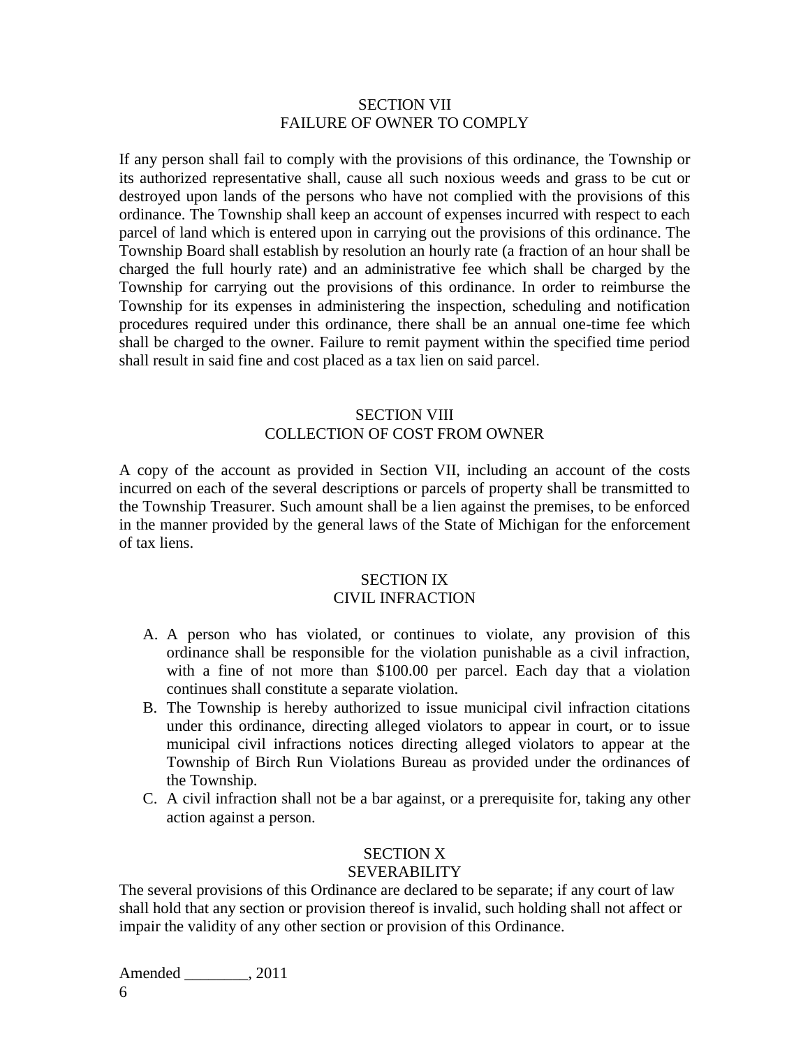## SECTION VII
## FAILURE OF OWNER TO COMPLY

If any person shall fail to comply with the provisions of this ordinance, the Township or its authorized representative shall, cause all such noxious weeds and grass to be cut or destroyed upon lands of the persons who have not complied with the provisions of this ordinance. The Township shall keep an account of expenses incurred with respect to each parcel of land which is entered upon in carrying out the provisions of this ordinance. The Township Board shall establish by resolution an hourly rate (a fraction of an hour shall be charged the full hourly rate) and an administrative fee which shall be charged by the Township for carrying out the provisions of this ordinance. In order to reimburse the Township for its expenses in administering the inspection, scheduling and notification procedures required under this ordinance, there shall be an annual one-time fee which shall be charged to the owner. Failure to remit payment within the specified time period shall result in said fine and cost placed as a tax lien on said parcel.

## SECTION VIII
## COLLECTION OF COST FROM OWNER

A copy of the account as provided in Section VII, including an account of the costs incurred on each of the several descriptions or parcels of property shall be transmitted to the Township Treasurer. Such amount shall be a lien against the premises, to be enforced in the manner provided by the general laws of the State of Michigan for the enforcement of tax liens.

## SECTION IX
## CIVIL INFRACTION

A. A person who has violated, or continues to violate, any provision of this ordinance shall be responsible for the violation punishable as a civil infraction, with a fine of not more than $100.00 per parcel. Each day that a violation continues shall constitute a separate violation.
B. The Township is hereby authorized to issue municipal civil infraction citations under this ordinance, directing alleged violators to appear in court, or to issue municipal civil infractions notices directing alleged violators to appear at the Township of Birch Run Violations Bureau as provided under the ordinances of the Township.
C. A civil infraction shall not be a bar against, or a prerequisite for, taking any other action against a person.

## SECTION X
## SEVERABILITY

The several provisions of this Ordinance are declared to be separate; if any court of law shall hold that any section or provision thereof is invalid, such holding shall not affect or impair the validity of any other section or provision of this Ordinance.

Amended ________, 2011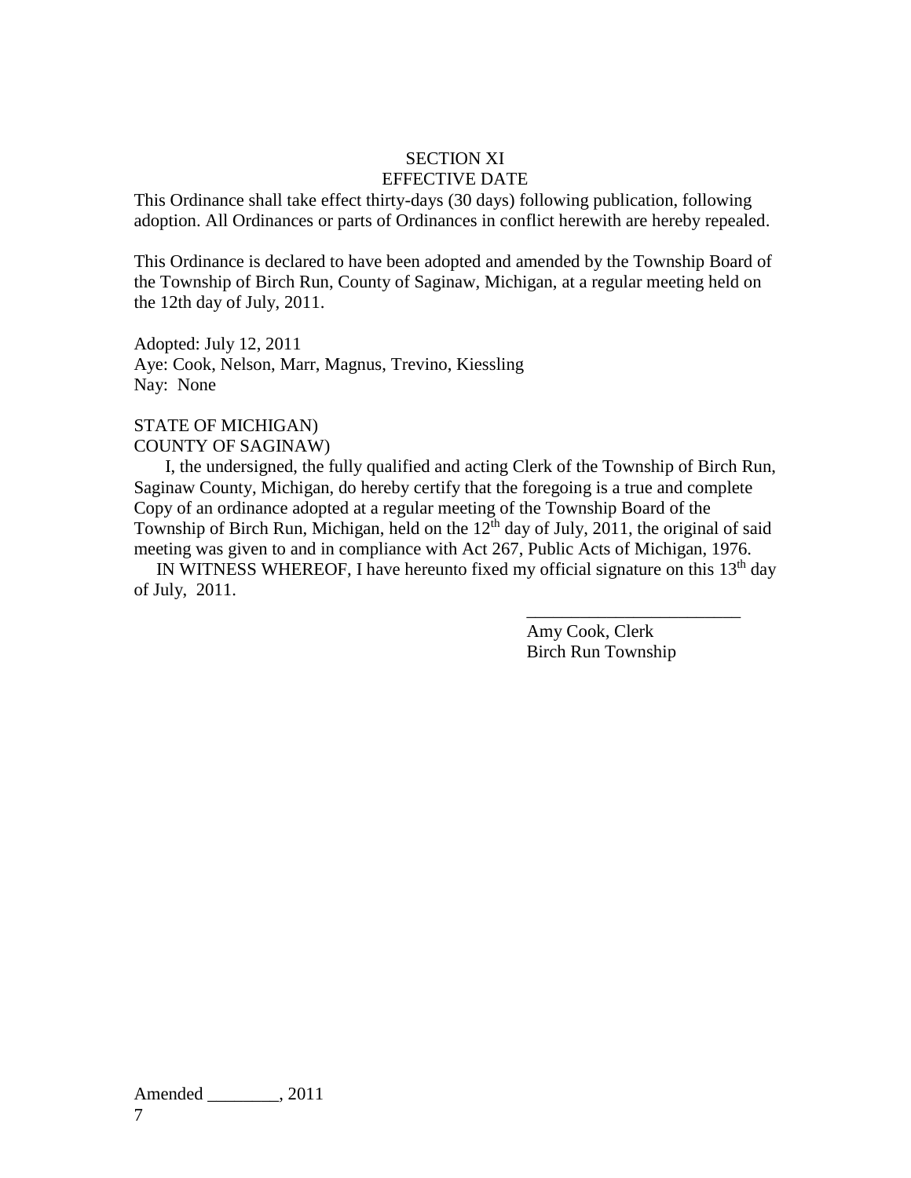## SECTION XI
## EFFECTIVE DATE

This Ordinance shall take effect thirty-days (30 days) following publication, following adoption. All Ordinances or parts of Ordinances in conflict herewith are hereby repealed.

This Ordinance is declared to have been adopted and amended by the Township Board of the Township of Birch Run, County of Saginaw, Michigan, at a regular meeting held on the 12th day of July, 2011.

Adopted: July 12, 2011
Aye: Cook, Nelson, Marr, Magnus, Trevino, Kiessling
Nay: None

STATE OF MICHIGAN)
COUNTY OF SAGINAW)

I, the undersigned, the fully qualified and acting Clerk of the Township of Birch Run, Saginaw County, Michigan, do hereby certify that the foregoing is a true and complete Copy of an ordinance adopted at a regular meeting of the Township Board of the Township of Birch Run, Michigan, held on the 12th day of July, 2011, the original of said meeting was given to and in compliance with Act 267, Public Acts of Michigan, 1976.

IN WITNESS WHEREOF, I have hereunto fixed my official signature on this 13th day of July, 2011.

________________________
Amy Cook, Clerk
Birch Run Township

Amended ________, 2011